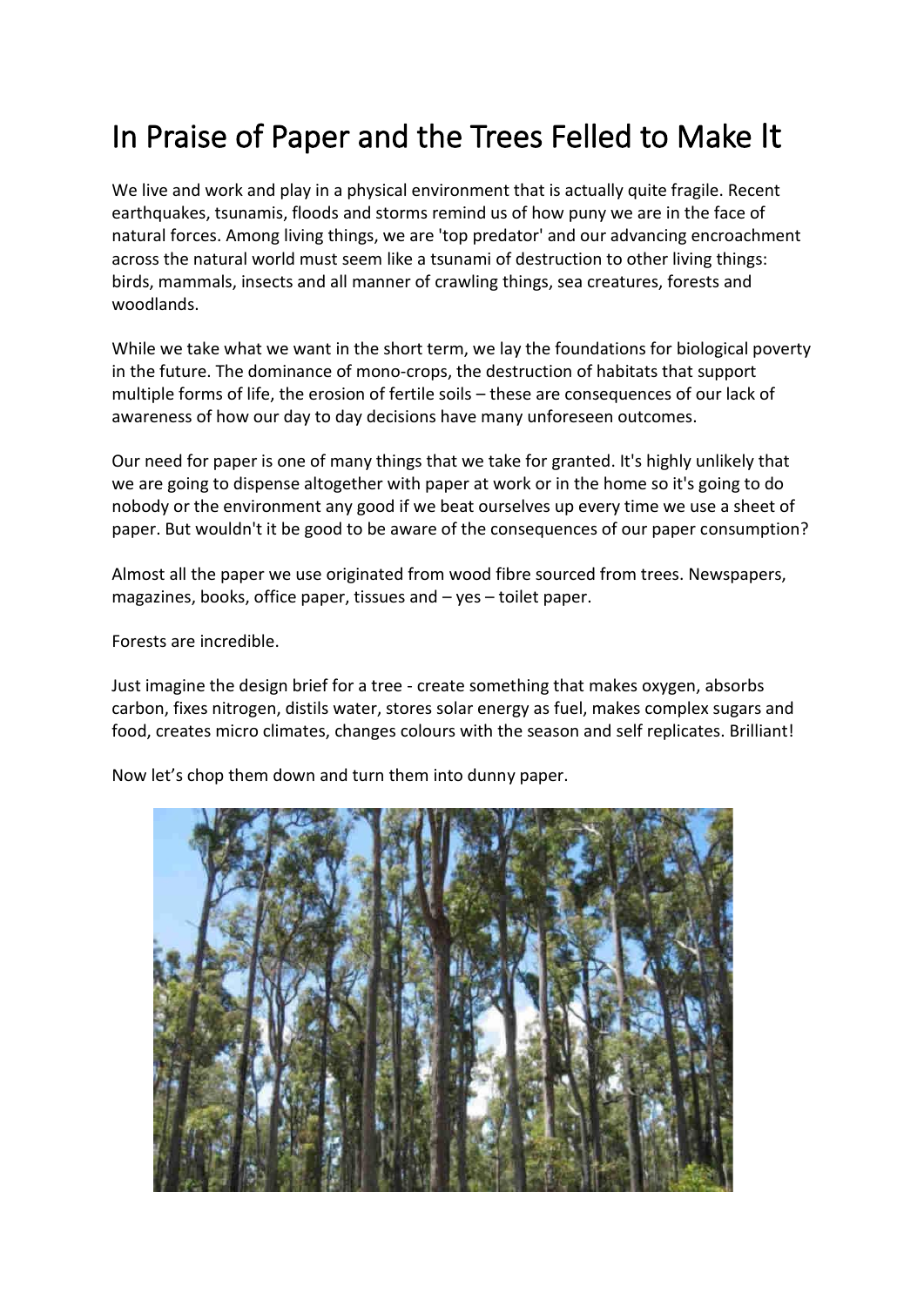# In Praise of Paper and the Trees Felled to Make It

We live and work and play in a physical environment that is actually quite fragile. Recent earthquakes, tsunamis, floods and storms remind us of how puny we are in the face of natural forces. Among living things, we are 'top predator' and our advancing encroachment across the natural world must seem like a tsunami of destruction to other living things: birds, mammals, insects and all manner of crawling things, sea creatures, forests and woodlands.

While we take what we want in the short term, we lay the foundations for biological poverty in the future. The dominance of mono-crops, the destruction of habitats that support multiple forms of life, the erosion of fertile soils – these are consequences of our lack of awareness of how our day to day decisions have many unforeseen outcomes.

Our need for paper is one of many things that we take for granted. It's highly unlikely that we are going to dispense altogether with paper at work or in the home so it's going to do nobody or the environment any good if we beat ourselves up every time we use a sheet of paper. But wouldn't it be good to be aware of the consequences of our paper consumption?

Almost all the paper we use originated from wood fibre sourced from trees. Newspapers, magazines, books, office paper, tissues and – yes – toilet paper.

Forests are incredible.

Just imagine the design brief for a tree - create something that makes oxygen, absorbs carbon, fixes nitrogen, distils water, stores solar energy as fuel, makes complex sugars and food, creates micro climates, changes colours with the season and self replicates. Brilliant!

Now let's chop them down and turn them into dunny paper.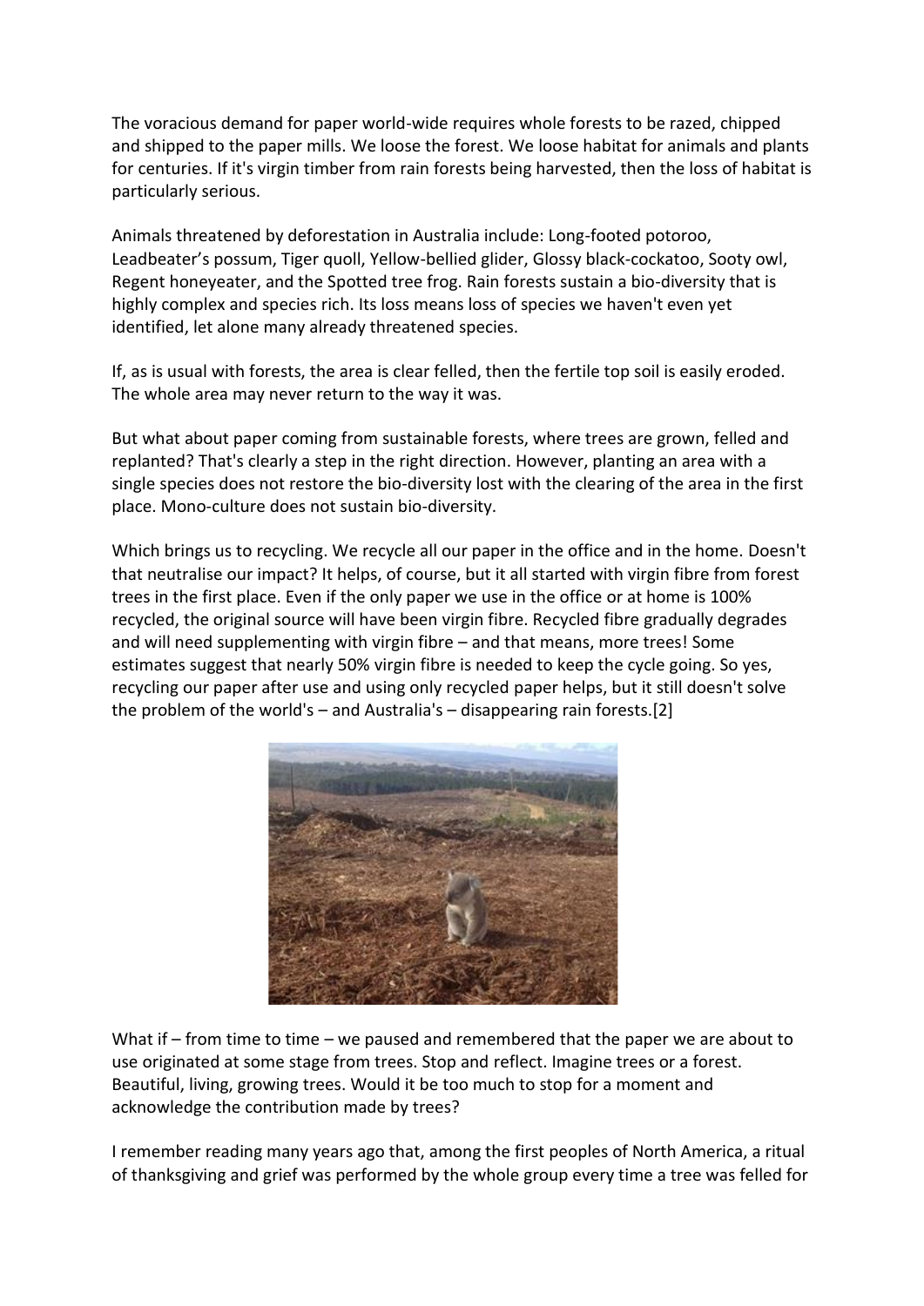The voracious demand for paper world-wide requires whole forests to be razed, chipped and shipped to the paper mills. We loose the forest. We loose habitat for animals and plants for centuries. If it's virgin timber from rain forests being harvested, then the loss of habitat is particularly serious.

Animals threatened by deforestation in Australia include: Long-footed potoroo, Leadbeater's possum, Tiger quoll, Yellow-bellied glider, Glossy black-cockatoo, Sooty owl, Regent honeyeater, and the Spotted tree frog. Rain forests sustain a bio-diversity that is highly complex and species rich. Its loss means loss of species we haven't even yet identified, let alone many already threatened species.

If, as is usual with forests, the area is clear felled, then the fertile top soil is easily eroded. The whole area may never return to the way it was.

But what about paper coming from sustainable forests, where trees are grown, felled and replanted? That's clearly a step in the right direction. However, planting an area with a single species does not restore the bio-diversity lost with the clearing of the area in the first place. Mono-culture does not sustain bio-diversity.

Which brings us to recycling. We recycle all our paper in the office and in the home. Doesn't that neutralise our impact? It helps, of course, but it all started with virgin fibre from forest trees in the first place. Even if the only paper we use in the office or at home is 100% recycled, the original source will have been virgin fibre. Recycled fibre gradually degrades and will need supplementing with virgin fibre – and that means, more trees! Some estimates suggest that nearly 50% virgin fibre is needed to keep the cycle going. So yes, recycling our paper after use and using only recycled paper helps, but it still doesn't solve the problem of the world's – and Australia's – disappearing rain forests.[2]

What if – from time to time – we paused and remembered that the paper we are about to use originated at some stage from trees. Stop and reflect. Imagine trees or a forest. Beautiful, living, growing trees. Would it be too much to stop for a moment and acknowledge the contribution made by trees?

I remember reading many years ago that, among the first peoples of North America, a ritual of thanksgiving and grief was performed by the whole group every time a tree was felled for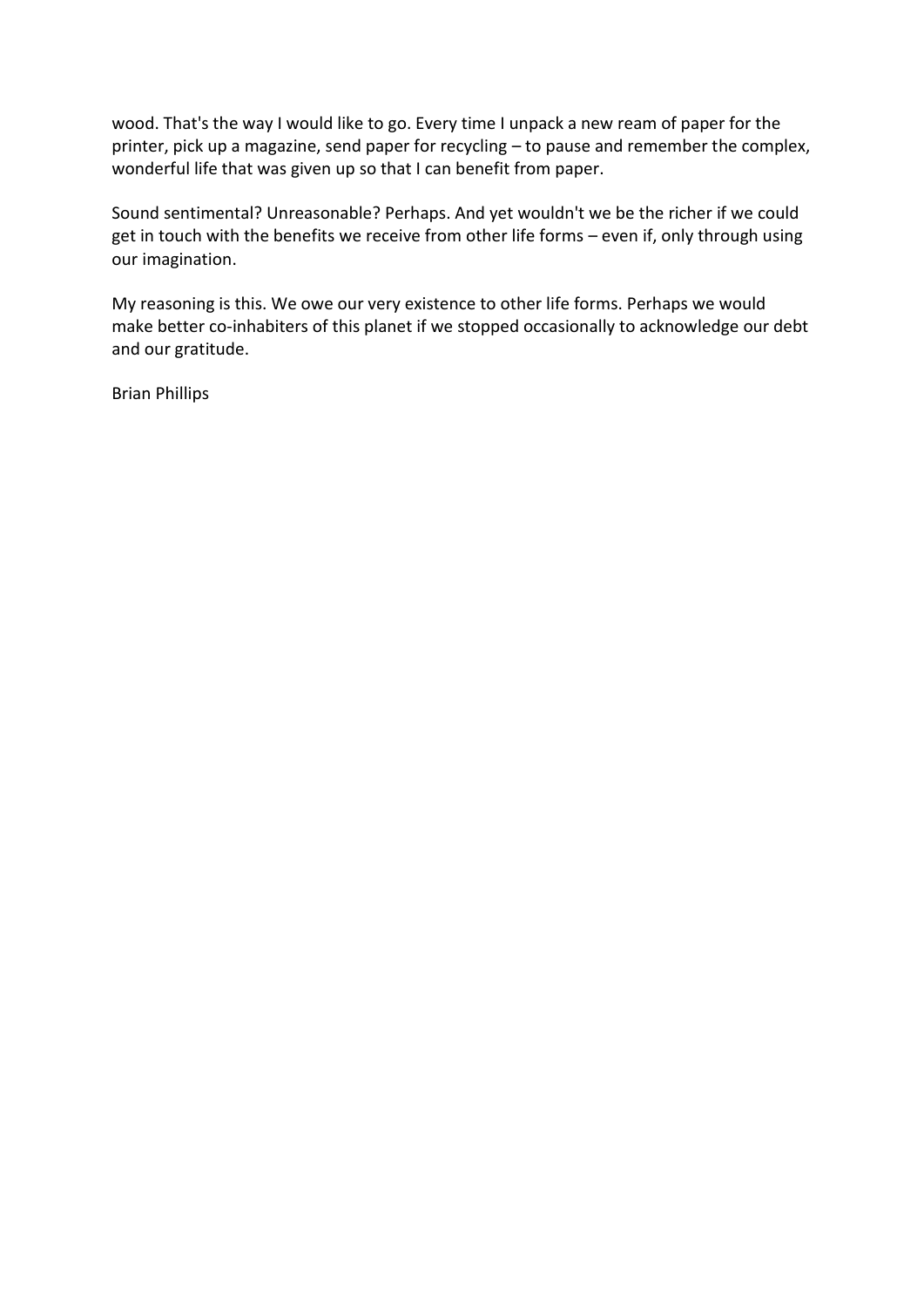wood. That's the way I would like to go. Every time I unpack a new ream of paper for the printer, pick up a magazine, send paper for recycling – to pause and remember the complex, wonderful life that was given up so that I can benefit from paper.

Sound sentimental? Unreasonable? Perhaps. And yet wouldn't we be the richer if we could get in touch with the benefits we receive from other life forms – even if, only through using our imagination.

My reasoning is this. We owe our very existence to other life forms. Perhaps we would make better co-inhabiters of this planet if we stopped occasionally to acknowledge our debt and our gratitude.

Brian Phillips